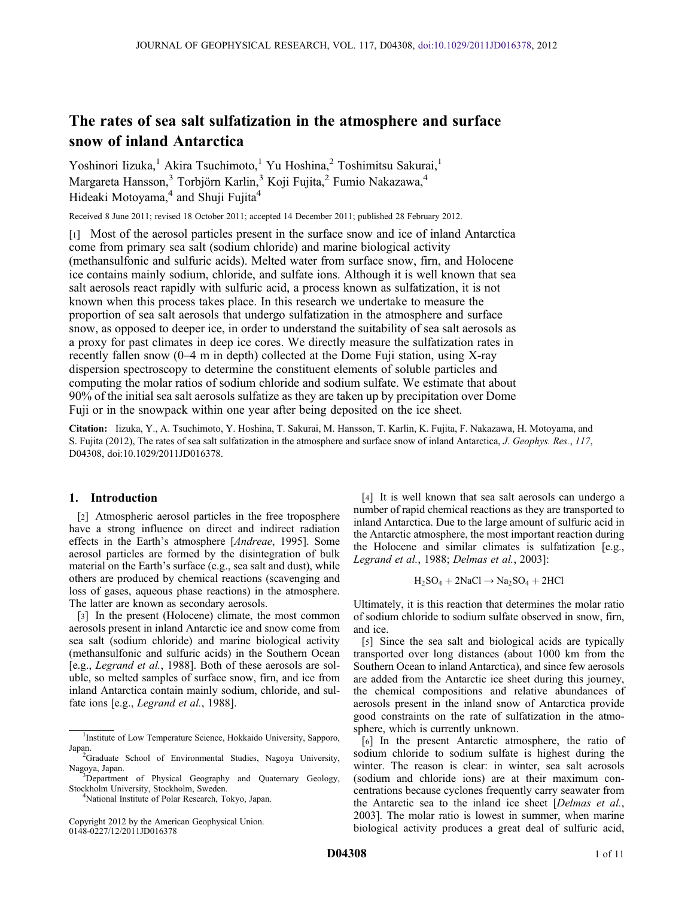# The rates of sea salt sulfatization in the atmosphere and surface snow of inland Antarctica

Yoshinori Iizuka,[1] Akira Tsuchimoto,[1] Yu Hoshina,[2] Toshimitsu Sakurai,[1] Margareta Hansson,[3] Torbjörn Karlin,[3] Koji Fujita,[2] Fumio Nakazawa,[4] Hideaki Motoyama,[4] and Shuji Fujita[4]

Received 8 June 2011; revised 18 October 2011; accepted 14 December 2011; published 28 February 2012.

[1] Most of the aerosol particles present in the surface snow and ice of inland Antarctica come from primary sea salt (sodium chloride) and marine biological activity (methansulfonic and sulfuric acids). Melted water from surface snow, firn, and Holocene ice contains mainly sodium, chloride, and sulfate ions. Although it is well known that sea salt aerosols react rapidly with sulfuric acid, a process known as sulfatization, it is not known when this process takes place. In this research we undertake to measure the proportion of sea salt aerosols that undergo sulfatization in the atmosphere and surface snow, as opposed to deeper ice, in order to understand the suitability of sea salt aerosols as a proxy for past climates in deep ice cores. We directly measure the sulfatization rates in recently fallen snow (0–4 m in depth) collected at the Dome Fuji station, using X-ray dispersion spectroscopy to determine the constituent elements of soluble particles and computing the molar ratios of sodium chloride and sodium sulfate. We estimate that about 90% of the initial sea salt aerosols sulfatize as they are taken up by precipitation over Dome Fuji or in the snowpack within one year after being deposited on the ice sheet.

**Citation:** Iizuka, Y., A. Tsuchimoto, Y. Hoshina, T. Sakurai, M. Hansson, T. Karlin, K. Fujita, F. Nakazawa, H. Motoyama, and S. Fujita (2012), The rates of sea salt sulfatization in the atmosphere and surface snow of inland Antarctica, *J. Geophys. Res.*, *117*, D04308, doi:10.1029/2011JD016378.

## 1. Introduction

[2] Atmospheric aerosol particles in the free troposphere have a strong influence on direct and indirect radiation effects in the Earth's atmosphere [*Andreae*, 1995]. Some aerosol particles are formed by the disintegration of bulk material on the Earth's surface (e.g., sea salt and dust), while others are produced by chemical reactions (scavenging and loss of gases, aqueous phase reactions) in the atmosphere. The latter are known as secondary aerosols.

[3] In the present (Holocene) climate, the most common aerosols present in inland Antarctic ice and snow come from sea salt (sodium chloride) and marine biological activity (methansulfonic and sulfuric acids) in the Southern Ocean [e.g., *Legrand et al.*, 1988]. Both of these aerosols are soluble, so melted samples of surface snow, firn, and ice from inland Antarctica contain mainly sodium, chloride, and sulfate ions [e.g., *Legrand et al.*, 1988].

[4] It is well known that sea salt aerosols can undergo a number of rapid chemical reactions as they are transported to inland Antarctica. Due to the large amount of sulfuric acid in the Antarctic atmosphere, the most important reaction during the Holocene and similar climates is sulfatization [e.g., *Legrand et al.*, 1988; *Delmas et al.*, 2003]:

$$H_2SO_4 + 2NaCl \rightarrow Na_2SO_4 + 2HCl$$

Ultimately, it is this reaction that determines the molar ratio of sodium chloride to sodium sulfate observed in snow, firn, and ice.

[5] Since the sea salt and biological acids are typically transported over long distances (about 1000 km from the Southern Ocean to inland Antarctica), and since few aerosols are added from the Antarctic ice sheet during this journey, the chemical compositions and relative abundances of aerosols present in the inland snow of Antarctica provide good constraints on the rate of sulfatization in the atmosphere, which is currently unknown.

[6] In the present Antarctic atmosphere, the ratio of sodium chloride to sodium sulfate is highest during the winter. The reason is clear: in winter, sea salt aerosols (sodium and chloride ions) are at their maximum concentrations because cyclones frequently carry seawater from the Antarctic sea to the inland ice sheet [*Delmas et al.*, 2003]. The molar ratio is lowest in summer, when marine biological activity produces a great deal of sulfuric acid,

---

[1]Institute of Low Temperature Science, Hokkaido University, Sapporo, Japan.
[2]Graduate School of Environmental Studies, Nagoya University, Nagoya, Japan.
[3]Department of Physical Geography and Quaternary Geology, Stockholm University, Stockholm, Sweden.
[4]National Institute of Polar Research, Tokyo, Japan.

Copyright 2012 by the American Geophysical Union.
0148-0227/12/2011JD016378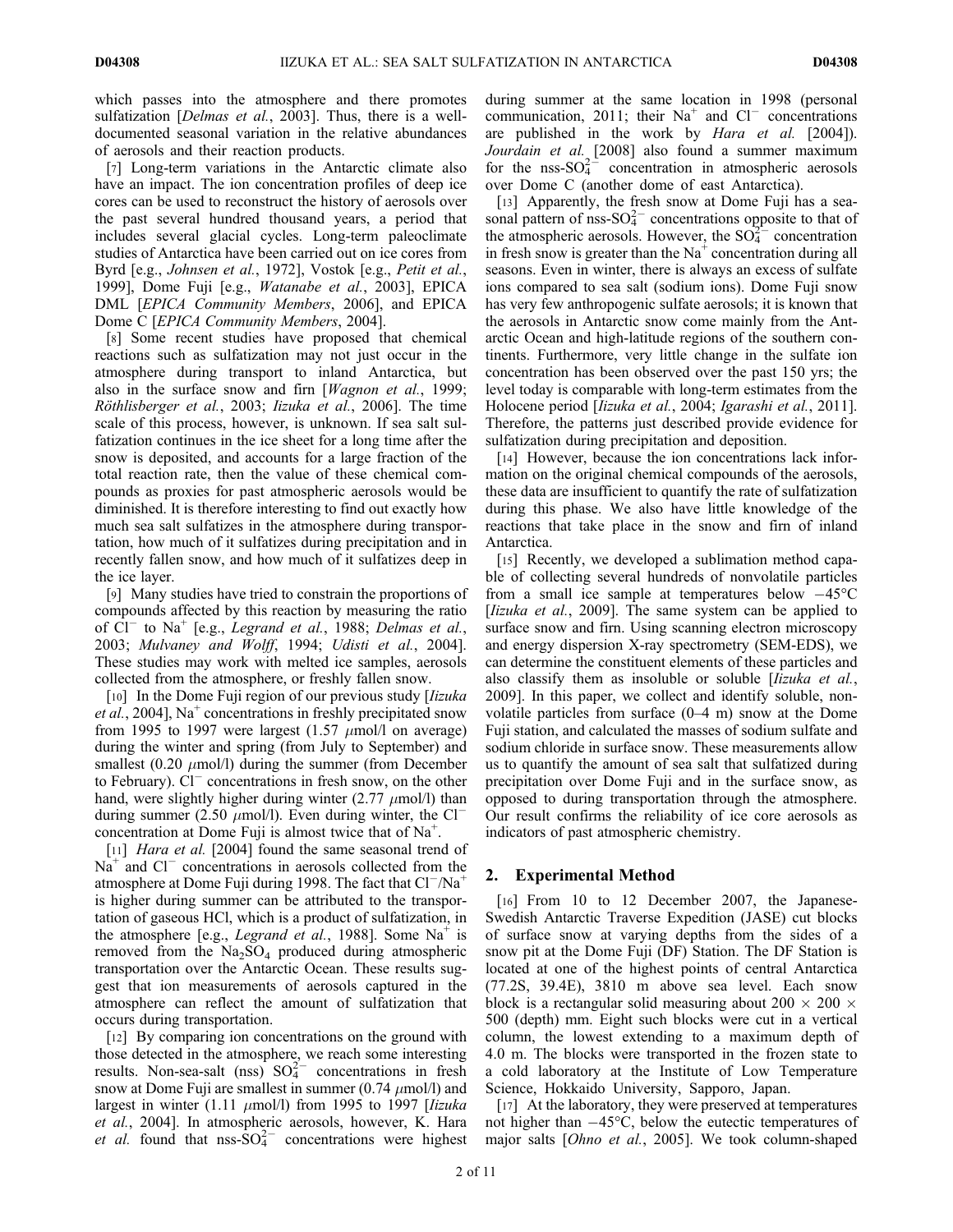which passes into the atmosphere and there promotes sulfatization [*Delmas et al.*, 2003]. Thus, there is a well-documented seasonal variation in the relative abundances of aerosols and their reaction products.

[7] Long-term variations in the Antarctic climate also have an impact. The ion concentration profiles of deep ice cores can be used to reconstruct the history of aerosols over the past several hundred thousand years, a period that includes several glacial cycles. Long-term paleoclimate studies of Antarctica have been carried out on ice cores from Byrd [e.g., *Johnsen et al.*, 1972], Vostok [e.g., *Petit et al.*, 1999], Dome Fuji [e.g., *Watanabe et al.*, 2003], EPICA DML [*EPICA Community Members*, 2006], and EPICA Dome C [*EPICA Community Members*, 2004].

[8] Some recent studies have proposed that chemical reactions such as sulfatization may not just occur in the atmosphere during transport to inland Antarctica, but also in the surface snow and firn [*Wagnon et al.*, 1999; *Röthlisberger et al.*, 2003; *Iizuka et al.*, 2006]. The time scale of this process, however, is unknown. If sea salt sulfatization continues in the ice sheet for a long time after the snow is deposited, and accounts for a large fraction of the total reaction rate, then the value of these chemical compounds as proxies for past atmospheric aerosols would be diminished. It is therefore interesting to find out exactly how much sea salt sulfatizes in the atmosphere during transportation, how much of it sulfatizes during precipitation and in recently fallen snow, and how much of it sulfatizes deep in the ice layer.

[9] Many studies have tried to constrain the proportions of compounds affected by this reaction by measuring the ratio of $Cl^-$ to $Na^+$ [e.g., *Legrand et al.*, 1988; *Delmas et al.*, 2003; *Mulvaney and Wolff*, 1994; *Udisti et al.*, 2004]. These studies may work with melted ice samples, aerosols collected from the atmosphere, or freshly fallen snow.

[10] In the Dome Fuji region of our previous study [*Iizuka et al.*, 2004], $Na^+$ concentrations in freshly precipitated snow from 1995 to 1997 were largest (1.57 $\mu$mol/l on average) during the winter and spring (from July to September) and smallest (0.20 $\mu$mol/l) during the summer (from December to February). $Cl^-$ concentrations in fresh snow, on the other hand, were slightly higher during winter (2.77 $\mu$mol/l) than during summer (2.50 $\mu$mol/l). Even during winter, the $Cl^-$ concentration at Dome Fuji is almost twice that of $Na^+$.

[11] *Hara et al.* [2004] found the same seasonal trend of $Na^+$ and $Cl^-$ concentrations in aerosols collected from the atmosphere at Dome Fuji during 1998. The fact that $Cl^-/Na^+$ is higher during summer can be attributed to the transportation of gaseous HCl, which is a product of sulfatization, in the atmosphere [e.g., *Legrand et al.*, 1988]. Some $Na^+$ is removed from the $Na_2SO_4$ produced during atmospheric transportation over the Antarctic Ocean. These results suggest that ion measurements of aerosols captured in the atmosphere can reflect the amount of sulfatization that occurs during transportation.

[12] By comparing ion concentrations on the ground with those detected in the atmosphere, we reach some interesting results. Non-sea-salt (nss) $SO_4^{2-}$ concentrations in fresh snow at Dome Fuji are smallest in summer (0.74 $\mu$mol/l) and largest in winter (1.11 $\mu$mol/l) from 1995 to 1997 [*Iizuka et al.*, 2004]. In atmospheric aerosols, however, K. Hara *et al.* found that nss-$SO_4^{2-}$ concentrations were highest during summer at the same location in 1998 (personal communication, 2011; their $Na^+$ and $Cl^-$ concentrations are published in the work by *Hara et al.* [2004]). *Jourdain et al.* [2008] also found a summer maximum for the nss-$SO_4^{2-}$ concentration in atmospheric aerosols over Dome C (another dome of east Antarctica).

[13] Apparently, the fresh snow at Dome Fuji has a seasonal pattern of nss-$SO_4^{2-}$ concentrations opposite to that of the atmospheric aerosols. However, the $SO_4^{2-}$ concentration in fresh snow is greater than the $Na^+$ concentration during all seasons. Even in winter, there is always an excess of sulfate ions compared to sea salt (sodium ions). Dome Fuji snow has very few anthropogenic sulfate aerosols; it is known that the aerosols in Antarctic snow come mainly from the Antarctic Ocean and high-latitude regions of the southern continents. Furthermore, very little change in the sulfate ion concentration has been observed over the past 150 yrs; the level today is comparable with long-term estimates from the Holocene period [*Iizuka et al.*, 2004; *Igarashi et al.*, 2011]. Therefore, the patterns just described provide evidence for sulfatization during precipitation and deposition.

[14] However, because the ion concentrations lack information on the original chemical compounds of the aerosols, these data are insufficient to quantify the rate of sulfatization during this phase. We also have little knowledge of the reactions that take place in the snow and firn of inland Antarctica.

[15] Recently, we developed a sublimation method capable of collecting several hundreds of nonvolatile particles from a small ice sample at temperatures below $-45°C$ [*Iizuka et al.*, 2009]. The same system can be applied to surface snow and firn. Using scanning electron microscopy and energy dispersion X-ray spectrometry (SEM-EDS), we can determine the constituent elements of these particles and also classify them as insoluble or soluble [*Iizuka et al.*, 2009]. In this paper, we collect and identify soluble, nonvolatile particles from surface (0–4 m) snow at the Dome Fuji station, and calculated the masses of sodium sulfate and sodium chloride in surface snow. These measurements allow us to quantify the amount of sea salt that sulfatized during precipitation over Dome Fuji and in the surface snow, as opposed to during transportation through the atmosphere. Our result confirms the reliability of ice core aerosols as indicators of past atmospheric chemistry.

## 2. Experimental Method

[16] From 10 to 12 December 2007, the Japanese-Swedish Antarctic Traverse Expedition (JASE) cut blocks of surface snow at varying depths from the sides of a snow pit at the Dome Fuji (DF) Station. The DF Station is located at one of the highest points of central Antarctica (77.2S, 39.4E), 3810 m above sea level. Each snow block is a rectangular solid measuring about 200 × 200 × 500 (depth) mm. Eight such blocks were cut in a vertical column, the lowest extending to a maximum depth of 4.0 m. The blocks were transported in the frozen state to a cold laboratory at the Institute of Low Temperature Science, Hokkaido University, Sapporo, Japan.

[17] At the laboratory, they were preserved at temperatures not higher than $-45°C$, below the eutectic temperatures of major salts [*Ohno et al.*, 2005]. We took column-shaped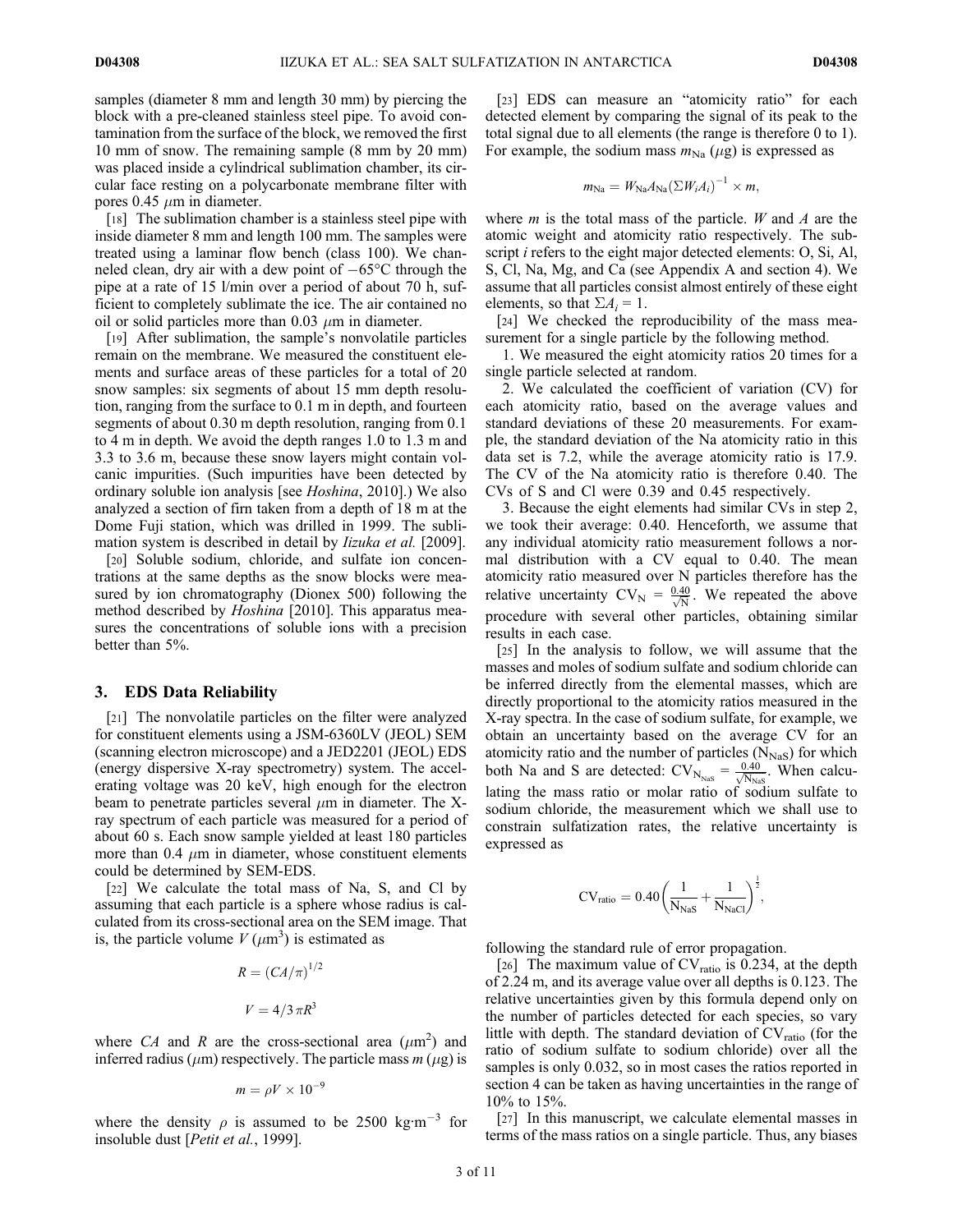samples (diameter 8 mm and length 30 mm) by piercing the block with a pre-cleaned stainless steel pipe. To avoid contamination from the surface of the block, we removed the first 10 mm of snow. The remaining sample (8 mm by 20 mm) was placed inside a cylindrical sublimation chamber, its circular face resting on a polycarbonate membrane filter with pores 0.45 $\mu$m in diameter.

[18] The sublimation chamber is a stainless steel pipe with inside diameter 8 mm and length 100 mm. The samples were treated using a laminar flow bench (class 100). We channeled clean, dry air with a dew point of $-65°$C through the pipe at a rate of 15 l/min over a period of about 70 h, sufficient to completely sublimate the ice. The air contained no oil or solid particles more than 0.03 $\mu$m in diameter.

[19] After sublimation, the sample's nonvolatile particles remain on the membrane. We measured the constituent elements and surface areas of these particles for a total of 20 snow samples: six segments of about 15 mm depth resolution, ranging from the surface to 0.1 m in depth, and fourteen segments of about 0.30 m depth resolution, ranging from 0.1 to 4 m in depth. We avoid the depth ranges 1.0 to 1.3 m and 3.3 to 3.6 m, because these snow layers might contain volcanic impurities. (Such impurities have been detected by ordinary soluble ion analysis [see *Hoshina*, 2010].) We also analyzed a section of firn taken from a depth of 18 m at the Dome Fuji station, which was drilled in 1999. The sublimation system is described in detail by *Iizuka et al.* [2009].

[20] Soluble sodium, chloride, and sulfate ion concentrations at the same depths as the snow blocks were measured by ion chromatography (Dionex 500) following the method described by *Hoshina* [2010]. This apparatus measures the concentrations of soluble ions with a precision better than 5%.

## 3. EDS Data Reliability

[21] The nonvolatile particles on the filter were analyzed for constituent elements using a JSM-6360LV (JEOL) SEM (scanning electron microscope) and a JED2201 (JEOL) EDS (energy dispersive X-ray spectrometry) system. The acceleration voltage was 20 keV, high enough for the electron beam to penetrate particles several $\mu$m in diameter. The X-ray spectrum of each particle was measured for a period of about 60 s. Each snow sample yielded at least 180 particles more than 0.4 $\mu$m in diameter, whose constituent elements could be determined by SEM-EDS.

[22] We calculate the total mass of Na, S, and Cl by assuming that each particle is a sphere whose radius is calculated from its cross-sectional area on the SEM image. That is, the particle volume $V$ ($\mu$m$^3$) is estimated as

$$R = (CA/\pi)^{1/2}$$

$$V = 4/3\,\pi R^3$$

where $CA$ and $R$ are the cross-sectional area ($\mu$m$^2$) and inferred radius ($\mu$m) respectively. The particle mass $m$ ($\mu$g) is

$$m = \rho V \times 10^{-9}$$

where the density $\rho$ is assumed to be 2500 kg$\cdot$m$^{-3}$ for insoluble dust [*Petit et al.*, 1999].

[23] EDS can measure an "atomicity ratio" for each detected element by comparing the signal of its peak to the total signal due to all elements (the range is therefore 0 to 1). For example, the sodium mass $m_{Na}$ ($\mu$g) is expressed as

$$m_{Na} = W_{Na} A_{Na} (\Sigma W_i A_i)^{-1} \times m,$$

where $m$ is the total mass of the particle. $W$ and $A$ are the atomic weight and atomicity ratio respectively. The subscript $i$ refers to the eight major detected elements: O, Si, Al, S, Cl, Na, Mg, and Ca (see Appendix A and section 4). We assume that all particles consist almost entirely of these eight elements, so that $\Sigma A_i = 1$.

[24] We checked the reproducibility of the mass measurement for a single particle by the following method.

1. We measured the eight atomicity ratios 20 times for a single particle selected at random.
2. We calculated the coefficient of variation (CV) for each atomicity ratio, based on the average values and standard deviations of these 20 measurements. For example, the standard deviation of the Na atomicity ratio in this data set is 7.2, while the average atomicity ratio is 17.9. The CV of the Na atomicity ratio is therefore 0.40. The CVs of S and Cl were 0.39 and 0.45 respectively.
3. Because the eight elements had similar CVs in step 2, we took their average: 0.40. Henceforth, we assume that any individual atomicity ratio measurement follows a normal distribution with a CV equal to 0.40. The mean atomicity ratio measured over N particles therefore has the relative uncertainty $CV_N = \frac{0.40}{\sqrt{N}}$. We repeated the above procedure with several other particles, obtaining similar results in each case.

[25] In the analysis to follow, we will assume that the masses and moles of sodium sulfate and sodium chloride can be inferred directly from the elemental masses, which are directly proportional to the atomicity ratios measured in the X-ray spectra. In the case of sodium sulfate, for example, we obtain an uncertainty based on the average CV for an atomicity ratio and the number of particles ($N_{NaS}$) for which both Na and S are detected: $CV_{N_{NaS}} = \frac{0.40}{\sqrt{N_{NaS}}}$. When calculating the mass ratio or molar ratio of sodium sulfate to sodium chloride, the measurement which we shall use to constrain sulfatization rates, the relative uncertainty is expressed as

$$CV_{ratio} = 0.40\left(\frac{1}{N_{NaS}} + \frac{1}{N_{NaCl}}\right)^{\frac{1}{2}},$$

following the standard rule of error propagation.

[26] The maximum value of $CV_{ratio}$ is 0.234, at the depth of 2.24 m, and its average value over all depths is 0.123. The relative uncertainties given by this formula depend only on the number of particles detected for each species, so vary little with depth. The standard deviation of $CV_{ratio}$ (for the ratio of sodium sulfate to sodium chloride) over all the samples is only 0.032, so in most cases the ratios reported in section 4 can be taken as having uncertainties in the range of 10% to 15%.

[27] In this manuscript, we calculate elemental masses in terms of the mass ratios on a single particle. Thus, any biases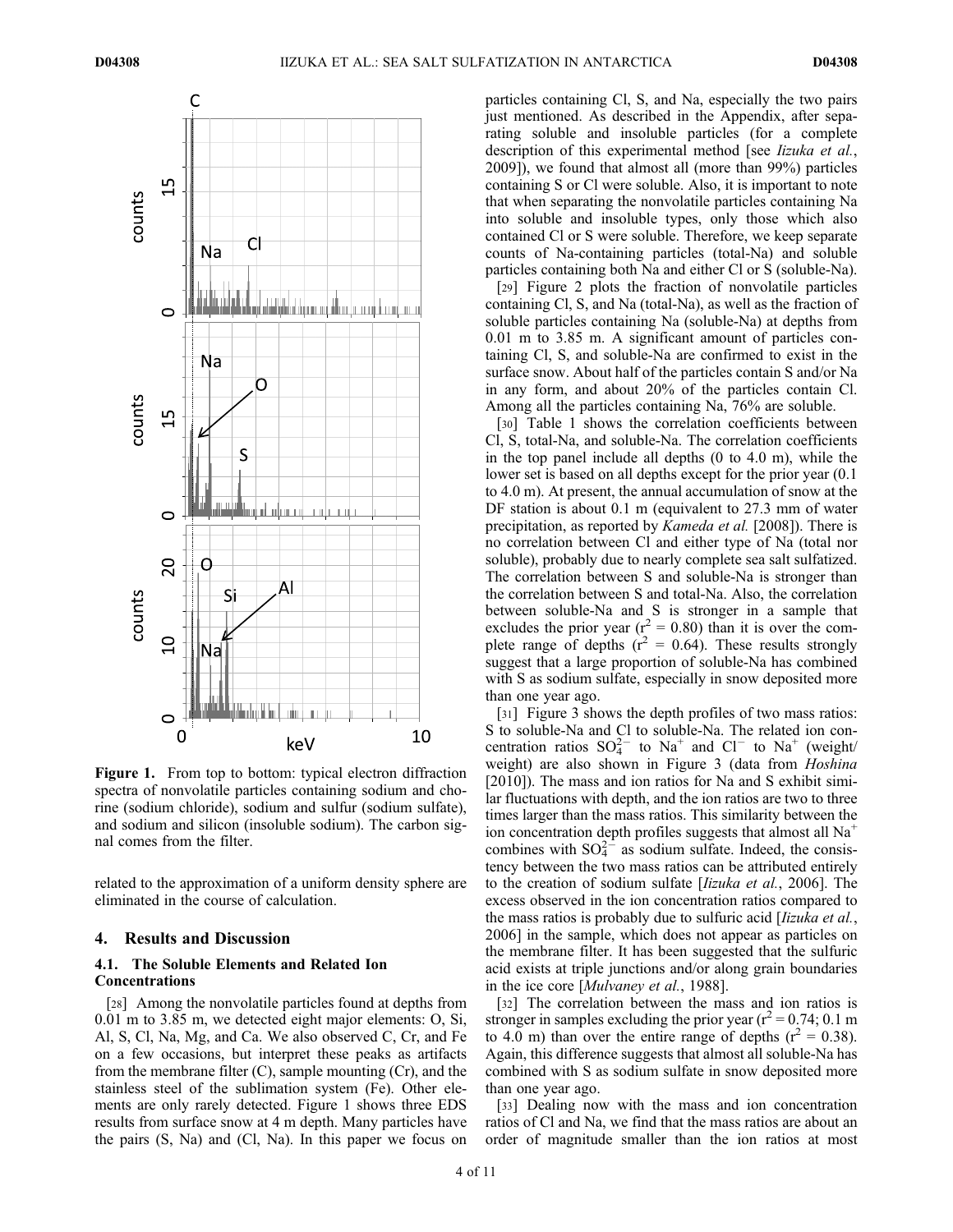**Figure 1.** From top to bottom: typical electron diffraction spectra of nonvolatile particles containing sodium and chorine (sodium chloride), sodium and sulfur (sodium sulfate), and sodium and silicon (insoluble sodium). The carbon signal comes from the filter.

related to the approximation of a uniform density sphere are eliminated in the course of calculation.

## 4. Results and Discussion

### 4.1. The Soluble Elements and Related Ion Concentrations

[28] Among the nonvolatile particles found at depths from 0.01 m to 3.85 m, we detected eight major elements: O, Si, Al, S, Cl, Na, Mg, and Ca. We also observed C, Cr, and Fe on a few occasions, but interpret these peaks as artifacts from the membrane filter (C), sample mounting (Cr), and the stainless steel of the sublimation system (Fe). Other elements are only rarely detected. Figure 1 shows three EDS results from surface snow at 4 m depth. Many particles have the pairs (S, Na) and (Cl, Na). In this paper we focus on particles containing Cl, S, and Na, especially the two pairs just mentioned. As described in the Appendix, after separating soluble and insoluble particles (for a complete description of this experimental method [see *Iizuka et al.*, 2009]), we found that almost all (more than 99%) particles containing S or Cl were soluble. Also, it is important to note that when separating the nonvolatile particles containing Na into soluble and insoluble types, only those which also contained Cl or S were soluble. Therefore, we keep separate counts of Na-containing particles (total-Na) and soluble particles containing both Na and either Cl or S (soluble-Na).

[29] Figure 2 plots the fraction of nonvolatile particles containing Cl, S, and Na (total-Na), as well as the fraction of soluble particles containing Na (soluble-Na) at depths from 0.01 m to 3.85 m. A significant amount of particles containing Cl, S, and soluble-Na are confirmed to exist in the surface snow. About half of the particles contain S and/or Na in any form, and about 20% of the particles contain Cl. Among all the particles containing Na, 76% are soluble.

[30] Table 1 shows the correlation coefficients between Cl, S, total-Na, and soluble-Na. The correlation coefficients in the top panel include all depths (0 to 4.0 m), while the lower set is based on all depths except for the prior year (0.1 to 4.0 m). At present, the annual accumulation of snow at the DF station is about 0.1 m (equivalent to 27.3 mm of water precipitation, as reported by *Kameda et al.* [2008]). There is no correlation between Cl and either type of Na (total nor soluble), probably due to nearly complete sea salt sulfatized. The correlation between S and soluble-Na is stronger than the correlation between S and total-Na. Also, the correlation between soluble-Na and S is stronger in a sample that excludes the prior year ($r^2 = 0.80$) than it is over the complete range of depths ($r^2 = 0.64$). These results strongly suggest that a large proportion of soluble-Na has combined with S as sodium sulfate, especially in snow deposited more than one year ago.

[31] Figure 3 shows the depth profiles of two mass ratios: S to soluble-Na and Cl to soluble-Na. The related ion concentration ratios $SO_4^{2-}$ to $Na^+$ and $Cl^-$ to $Na^+$ (weight/weight) are also shown in Figure 3 (data from *Hoshina* [2010]). The mass and ion ratios for Na and S exhibit similar fluctuations with depth, and the ion ratios are two to three times larger than the mass ratios. This similarity between the ion concentration depth profiles suggests that almost all $Na^+$ combines with $SO_4^{2-}$ as sodium sulfate. Indeed, the consistency between the two mass ratios can be attributed entirely to the creation of sodium sulfate [*Iizuka et al.*, 2006]. The excess observed in the ion concentration ratios compared to the mass ratios is probably due to sulfuric acid [*Iizuka et al.*, 2006] in the sample, which does not appear as particles on the membrane filter. It has been suggested that the sulfuric acid exists at triple junctions and/or along grain boundaries in the ice core [*Mulvaney et al.*, 1988].

[32] The correlation between the mass and ion ratios is stronger in samples excluding the prior year ($r^2 = 0.74$; 0.1 m to 4.0 m) than over the entire range of depths ($r^2 = 0.38$). Again, this difference suggests that almost all soluble-Na has combined with S as sodium sulfate in snow deposited more than one year ago.

[33] Dealing now with the mass and ion concentration ratios of Cl and Na, we find that the mass ratios are about an order of magnitude smaller than the ion ratios at most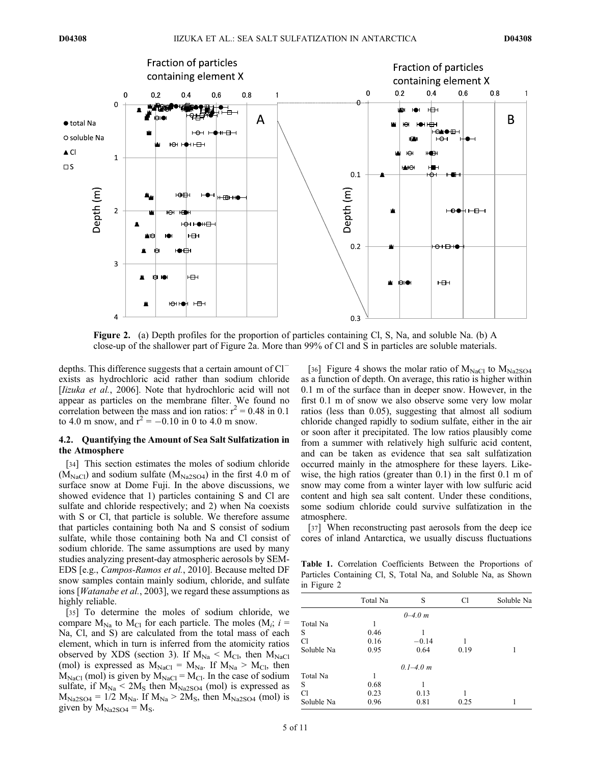**Figure 2.** (a) Depth profiles for the proportion of particles containing Cl, S, Na, and soluble Na. (b) A close-up of the shallower part of Figure 2a. More than 99% of Cl and S in particles are soluble materials.

depths. This difference suggests that a certain amount of $Cl^-$ exists as hydrochloric acid rather than sodium chloride [*Iizuka et al.*, 2006]. Note that hydrochloric acid will not appear as particles on the membrane filter. We found no correlation between the mass and ion ratios: $r^2 = 0.48$ in 0.1 to 4.0 m snow, and $r^2 = -0.10$ in 0 to 4.0 m snow.

### 4.2. Quantifying the Amount of Sea Salt Sulfatization in the Atmosphere

[34] This section estimates the moles of sodium chloride ($M_{NaCl}$) and sodium sulfate ($M_{Na2SO4}$) in the first 4.0 m of surface snow at Dome Fuji. In the above discussions, we showed evidence that 1) particles containing S and Cl are sulfate and chloride respectively; and 2) when Na coexists with S or Cl, that particle is soluble. We therefore assume that particles containing both Na and S consist of sodium sulfate, while those containing both Na and Cl consist of sodium chloride. The same assumptions are used by many studies analyzing present-day atmospheric aerosols by SEM-EDS [e.g., *Campos-Ramos et al.*, 2010]. Because melted DF snow samples contain mainly sodium, chloride, and sulfate ions [*Watanabe et al.*, 2003], we regard these assumptions as highly reliable.

[35] To determine the moles of sodium chloride, we compare $M_{Na}$ to $M_{Cl}$ for each particle. The moles ($M_i$; $i$ = Na, Cl, and S) are calculated from the total mass of each element, which in turn is inferred from the atomicity ratios observed by XDS (section 3). If $M_{Na} < M_{Cl}$, then $M_{NaCl}$ (mol) is expressed as $M_{NaCl} = M_{Na}$. If $M_{Na} > M_{Cl}$, then $M_{NaCl}$ (mol) is given by $M_{NaCl} = M_{Cl}$. In the case of sodium sulfate, if $M_{Na} < 2M_S$ then $M_{Na2SO4}$ (mol) is expressed as $M_{Na2SO4} = 1/2\ M_{Na}$. If $M_{Na} > 2M_S$, then $M_{Na2SO4}$ (mol) is given by $M_{Na2SO4} = M_S$.

[36] Figure 4 shows the molar ratio of $M_{NaCl}$ to $M_{Na2SO4}$ as a function of depth. On average, this ratio is higher within 0.1 m of the surface than in deeper snow. However, in the first 0.1 m of snow we also observe some very low molar ratios (less than 0.05), suggesting that almost all sodium chloride changed rapidly to sodium sulfate, either in the air or soon after it precipitated. The low ratios plausibly come from a summer with relatively high sulfuric acid content, and can be taken as evidence that sea salt sulfatization occurred mainly in the atmosphere for these layers. Likewise, the high ratios (greater than 0.1) in the first 0.1 m of snow may come from a winter layer with low sulfuric acid content and high sea salt content. Under these conditions, some sodium chloride could survive sulfatization in the atmosphere.

[37] When reconstructing past aerosols from the deep ice cores of inland Antarctica, we usually discuss fluctuations

**Table 1.** Correlation Coefficients Between the Proportions of Particles Containing Cl, S, Total Na, and Soluble Na, as Shown in Figure 2

| | Total Na | S | Cl | Soluble Na |
|---|---|---|---|---|
| | | *0–4.0 m* | | |
| Total Na | 1 | | | |
| S | 0.46 | 1 | | |
| Cl | 0.16 | −0.14 | 1 | |
| Soluble Na | 0.95 | 0.64 | 0.19 | 1 |
| | | *0.1–4.0 m* | | |
| Total Na | 1 | | | |
| S | 0.68 | 1 | | |
| Cl | 0.23 | 0.13 | 1 | |
| Soluble Na | 0.96 | 0.81 | 0.25 | 1 |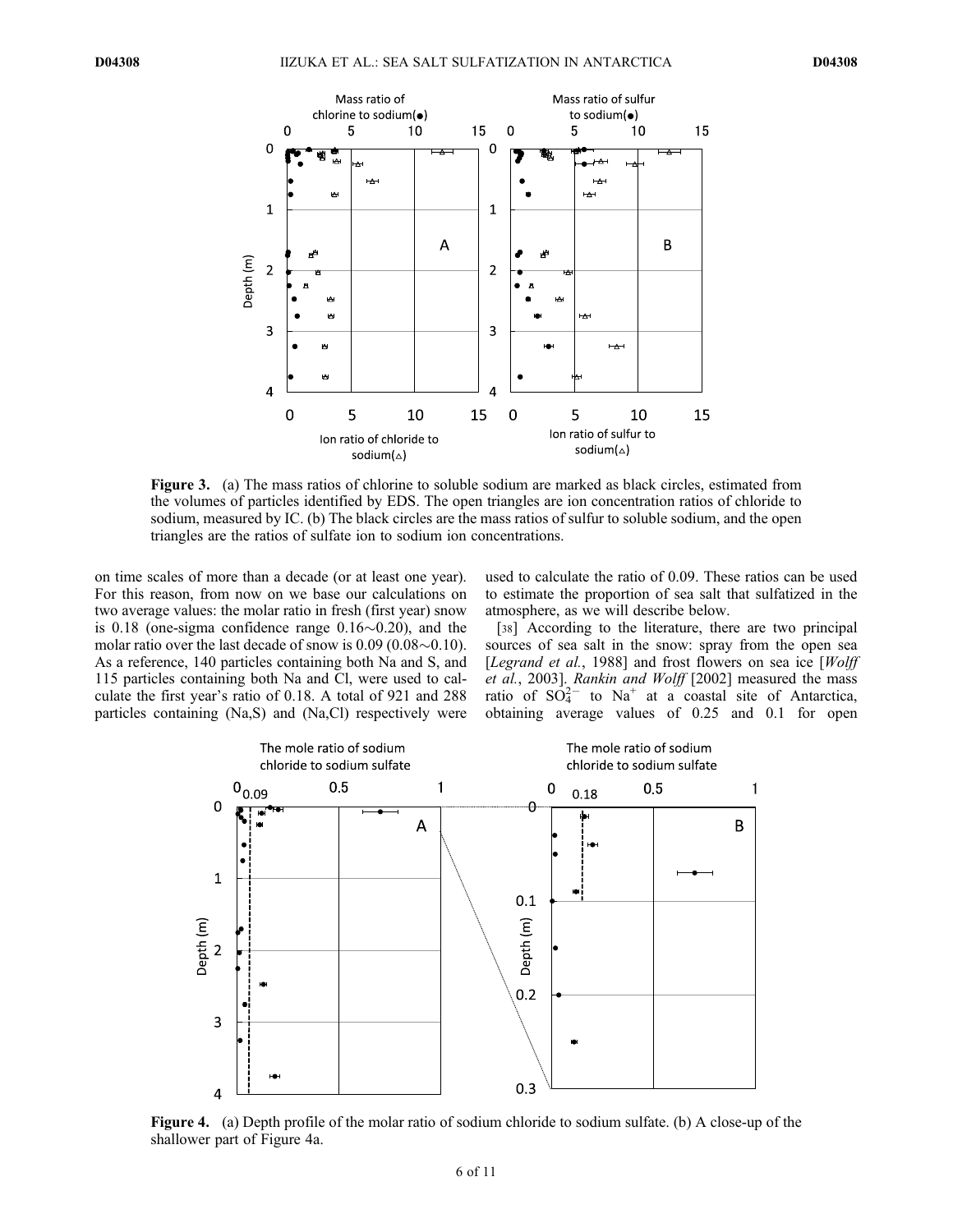Figure 3. (a) The mass ratios of chlorine to soluble sodium are marked as black circles, estimated from the volumes of particles identified by EDS. The open triangles are ion concentration ratios of chloride to sodium, measured by IC. (b) The black circles are the mass ratios of sulfur to soluble sodium, and the open triangles are the ratios of sulfate ion to sodium ion concentrations.

on time scales of more than a decade (or at least one year). For this reason, from now on we base our calculations on two average values: the molar ratio in fresh (first year) snow is 0.18 (one-sigma confidence range 0.16∼0.20), and the molar ratio over the last decade of snow is 0.09 (0.08∼0.10). As a reference, 140 particles containing both Na and S, and 115 particles containing both Na and Cl, were used to calculate the first year's ratio of 0.18. A total of 921 and 288 particles containing (Na,S) and (Na,Cl) respectively were used to calculate the ratio of 0.09. These ratios can be used to estimate the proportion of sea salt that sulfatized in the atmosphere, as we will describe below.

[38] According to the literature, there are two principal sources of sea salt in the snow: spray from the open sea [*Legrand et al.*, 1988] and frost flowers on sea ice [*Wolff et al.*, 2003]. *Rankin and Wolff* [2002] measured the mass ratio of $SO_4^{2-}$ to $Na^+$ at a coastal site of Antarctica, obtaining average values of 0.25 and 0.1 for open

Figure 4. (a) Depth profile of the molar ratio of sodium chloride to sodium sulfate. (b) A close-up of the shallower part of Figure 4a.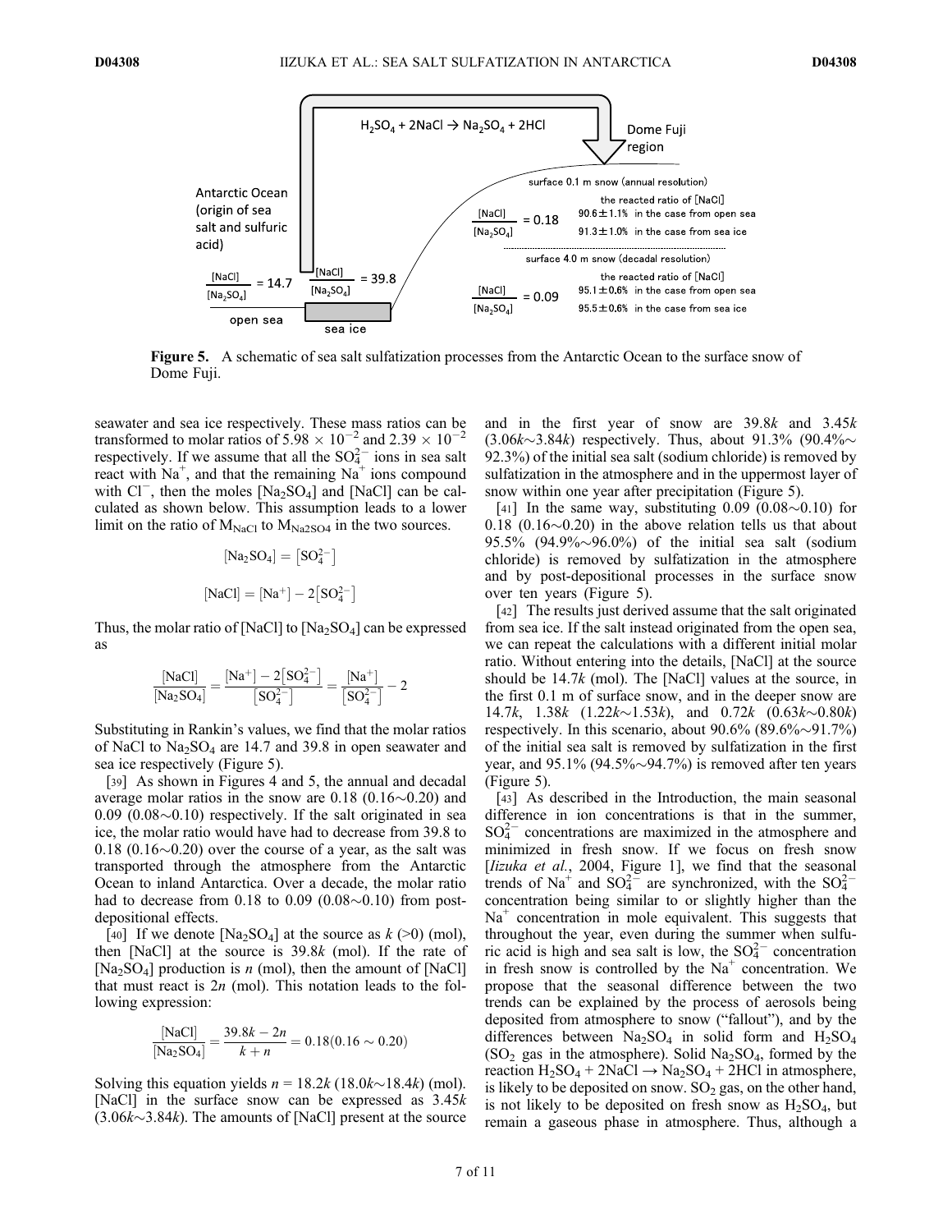**Figure 5.** A schematic of sea salt sulfatization processes from the Antarctic Ocean to the surface snow of Dome Fuji.

seawater and sea ice respectively. These mass ratios can be transformed to molar ratios of $5.98 \times 10^{-2}$ and $2.39 \times 10^{-2}$ respectively. If we assume that all the $SO_4^{2-}$ ions in sea salt react with $Na^+$, and that the remaining $Na^+$ ions compound with $Cl^-$, then the moles $[Na_2SO_4]$ and [NaCl] can be calculated as shown below. This assumption leads to a lower limit on the ratio of $M_{NaCl}$ to $M_{Na2SO4}$ in the two sources.

$$[Na_2SO_4] = [SO_4^{2-}]$$

$$[NaCl] = [Na^+] - 2[SO_4^{2-}]$$

Thus, the molar ratio of [NaCl] to $[Na_2SO_4]$ can be expressed as

$$\frac{[NaCl]}{[Na_2SO_4]} = \frac{[Na^+] - 2[SO_4^{2-}]}{[SO_4^{2-}]} = \frac{[Na^+]}{[SO_4^{2-}]} - 2$$

Substituting in Rankin's values, we find that the molar ratios of NaCl to $Na_2SO_4$ are 14.7 and 39.8 in open seawater and sea ice respectively (Figure 5).

[39] As shown in Figures 4 and 5, the annual and decadal average molar ratios in the snow are 0.18 (0.16∼0.20) and 0.09 (0.08∼0.10) respectively. If the salt originated in sea ice, the molar ratio would have had to decrease from 39.8 to 0.18 (0.16∼0.20) over the course of a year, as the salt was transported through the atmosphere from the Antarctic Ocean to inland Antarctica. Over a decade, the molar ratio had to decrease from 0.18 to 0.09 (0.08∼0.10) from post-depositional effects.

[40] If we denote $[Na_2SO_4]$ at the source as $k$ (>0) (mol), then [NaCl] at the source is $39.8k$ (mol). If the rate of $[Na_2SO_4]$ production is $n$ (mol), then the amount of [NaCl] that must react is $2n$ (mol). This notation leads to the following expression:

$$\frac{[NaCl]}{[Na_2SO_4]} = \frac{39.8k - 2n}{k + n} = 0.18(0.16 \sim 0.20)$$

Solving this equation yields $n = 18.2k$ ($18.0k$∼$18.4k$) (mol). [NaCl] in the surface snow can be expressed as $3.45k$ ($3.06k$∼$3.84k$). The amounts of [NaCl] present at the source and in the first year of snow are $39.8k$ and $3.45k$ ($3.06k$∼$3.84k$) respectively. Thus, about 91.3% (90.4%∼92.3%) of the initial sea salt (sodium chloride) is removed by sulfatization in the atmosphere and in the uppermost layer of snow within one year after precipitation (Figure 5).

[41] In the same way, substituting 0.09 (0.08∼0.10) for 0.18 (0.16∼0.20) in the above relation tells us that about 95.5% (94.9%∼96.0%) of the initial sea salt (sodium chloride) is removed by sulfatization in the atmosphere and by post-depositional processes in the surface snow over ten years (Figure 5).

[42] The results just derived assume that the salt originated from sea ice. If the salt instead originated from the open sea, we can repeat the calculations with a different initial molar ratio. Without entering into the details, [NaCl] at the source should be $14.7k$ (mol). The [NaCl] values at the source, in the first 0.1 m of surface snow, and in the deeper snow are $14.7k$, $1.38k$ ($1.22k$∼$1.53k$), and $0.72k$ ($0.63k$∼$0.80k$) respectively. In this scenario, about 90.6% (89.6%∼91.7%) of the initial sea salt is removed by sulfatization in the first year, and 95.1% (94.5%∼94.7%) is removed after ten years (Figure 5).

[43] As described in the Introduction, the main seasonal difference in ion concentrations is that in the summer, $SO_4^{2-}$ concentrations are maximized in the atmosphere and minimized in fresh snow. If we focus on fresh snow [*Iizuka et al.*, 2004, Figure 1], we find that the seasonal trends of $Na^+$ and $SO_4^{2-}$ are synchronized, with the $SO_4^{2-}$ concentration being similar to or slightly higher than the $Na^+$ concentration in mole equivalent. This suggests that throughout the year, even during the summer when sulfuric acid is high and sea salt is low, the $SO_4^{2-}$ concentration in fresh snow is controlled by the $Na^+$ concentration. We propose that the seasonal difference between the two trends can be explained by the process of aerosols being deposited from atmosphere to snow ("fallout"), and by the differences between $Na_2SO_4$ in solid form and $H_2SO_4$ ($SO_2$ gas in the atmosphere). Solid $Na_2SO_4$, formed by the reaction $H_2SO_4 + 2NaCl \rightarrow Na_2SO_4 + 2HCl$ in atmosphere, is likely to be deposited on snow. $SO_2$ gas, on the other hand, is not likely to be deposited on fresh snow as $H_2SO_4$, but remain a gaseous phase in atmosphere. Thus, although a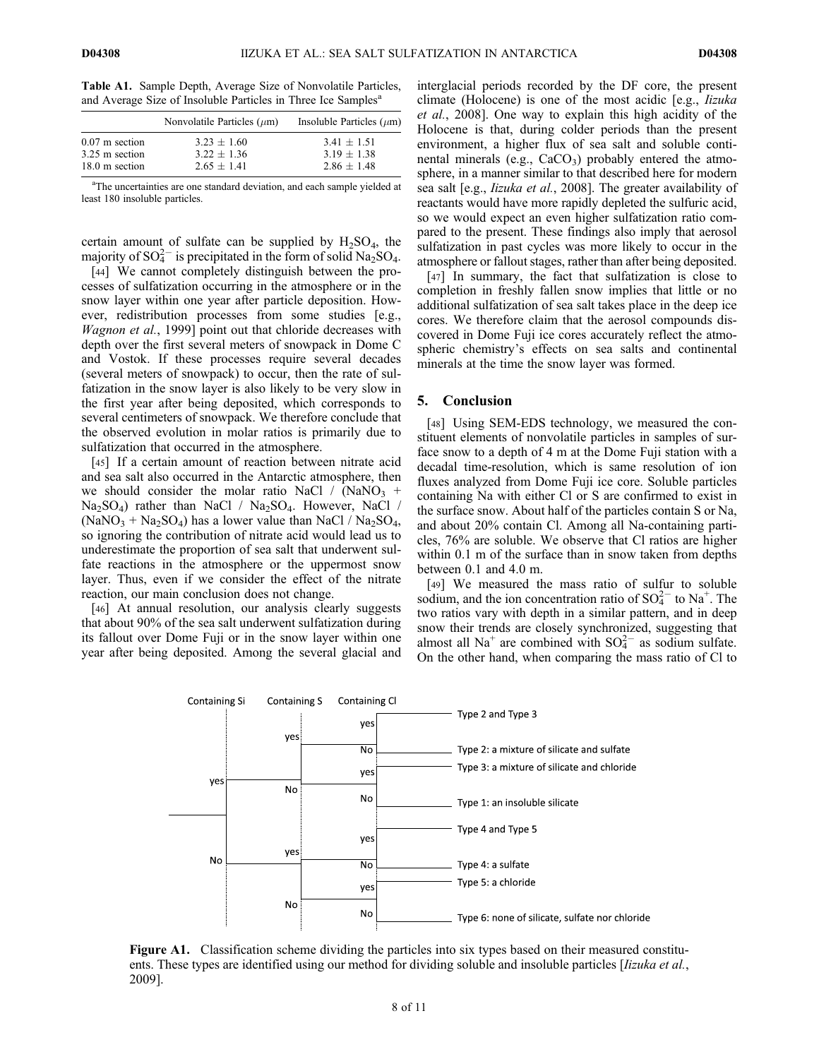**Table A1.** Sample Depth, Average Size of Nonvolatile Particles, and Average Size of Insoluble Particles in Three Ice Samples[a]

| | Nonvolatile Particles ($\mu$m) | Insoluble Particles ($\mu$m) |
|---|---|---|
| 0.07 m section | 3.23 ± 1.60 | 3.41 ± 1.51 |
| 3.25 m section | 3.22 ± 1.36 | 3.19 ± 1.38 |
| 18.0 m section | 2.65 ± 1.41 | 2.86 ± 1.48 |

[a]The uncertainties are one standard deviation, and each sample yielded at least 180 insoluble particles.

certain amount of sulfate can be supplied by $H_2SO_4$, the majority of $SO_4^{2-}$ is precipitated in the form of solid $Na_2SO_4$.

[44] We cannot completely distinguish between the processes of sulfatization occurring in the atmosphere or in the snow layer within one year after particle deposition. However, redistribution processes from some studies [e.g., *Wagnon et al.*, 1999] point out that chloride decreases with depth over the first several meters of snowpack in Dome C and Vostok. If these processes require several decades (several meters of snowpack) to occur, then the rate of sulfatization in the snow layer is also likely to be very slow in the first year after being deposited, which corresponds to several centimeters of snowpack. We therefore conclude that the observed evolution in molar ratios is primarily due to sulfatization that occurred in the atmosphere.

[45] If a certain amount of reaction between nitrate acid and sea salt also occurred in the Antarctic atmosphere, then we should consider the molar ratio NaCl / ($NaNO_3$ + $Na_2SO_4$) rather than NaCl / $Na_2SO_4$. However, NaCl / ($NaNO_3$ + $Na_2SO_4$) has a lower value than NaCl / $Na_2SO_4$, so ignoring the contribution of nitrate acid would lead us to underestimate the proportion of sea salt that underwent sulfate reactions in the atmosphere or the uppermost snow layer. Thus, even if we consider the effect of the nitrate reaction, our main conclusion does not change.

[46] At annual resolution, our analysis clearly suggests that about 90% of the sea salt underwent sulfatization during its fallout over Dome Fuji or in the snow layer within one year after being deposited. Among the several glacial and interglacial periods recorded by the DF core, the present climate (Holocene) is one of the most acidic [e.g., *Iizuka et al.*, 2008]. One way to explain this high acidity of the Holocene is that, during colder periods than the present environment, a higher flux of sea salt and soluble continental minerals (e.g., $CaCO_3$) probably entered the atmosphere, in a manner similar to that described here for modern sea salt [e.g., *Iizuka et al.*, 2008]. The greater availability of reactants would have more rapidly depleted the sulfuric acid, so we would expect an even higher sulfatization ratio compared to the present. These findings also imply that aerosol sulfatization in past cycles was more likely to occur in the atmosphere or fallout stages, rather than after being deposited.

[47] In summary, the fact that sulfatization is close to completion in freshly fallen snow implies that little or no additional sulfatization of sea salt takes place in the deep ice cores. We therefore claim that the aerosol compounds discovered in Dome Fuji ice cores accurately reflect the atmospheric chemistry's effects on sea salts and continental minerals at the time the snow layer was formed.

## 5. Conclusion

[48] Using SEM-EDS technology, we measured the constituent elements of nonvolatile particles in samples of surface snow to a depth of 4 m at the Dome Fuji station with a decadal time-resolution, which is same resolution of ion fluxes analyzed from Dome Fuji ice core. Soluble particles containing Na with either Cl or S are confirmed to exist in the surface snow. About half of the particles contain S or Na, and about 20% contain Cl. Among all Na-containing particles, 76% are soluble. We observe that Cl ratios are higher within 0.1 m of the surface than in snow taken from depths between 0.1 and 4.0 m.

[49] We measured the mass ratio of sulfur to soluble sodium, and the ion concentration ratio of $SO_4^{2-}$ to $Na^+$. The two ratios vary with depth in a similar pattern, and in deep snow their trends are closely synchronized, suggesting that almost all $Na^+$ are combined with $SO_4^{2-}$ as sodium sulfate. On the other hand, when comparing the mass ratio of Cl to

Containing Si | Containing S | Containing Cl

- Si yes, S yes, Cl yes: Type 2 and Type 3
- Si yes, S yes, Cl No: Type 2: a mixture of silicate and sulfate
- Si yes, S No, Cl yes: Type 3: a mixture of silicate and chloride
- Si yes, S No, Cl No: Type 1: an insoluble silicate
- Si No, S yes, Cl yes: Type 4 and Type 5
- Si No, S yes, Cl No: Type 4: a sulfate
- Si No, S No, Cl yes: Type 5: a chloride
- Si No, S No, Cl No: Type 6: none of silicate, sulfate nor chloride

**Figure A1.** Classification scheme dividing the particles into six types based on their measured constituents. These types are identified using our method for dividing soluble and insoluble particles [*Iizuka et al.*, 2009].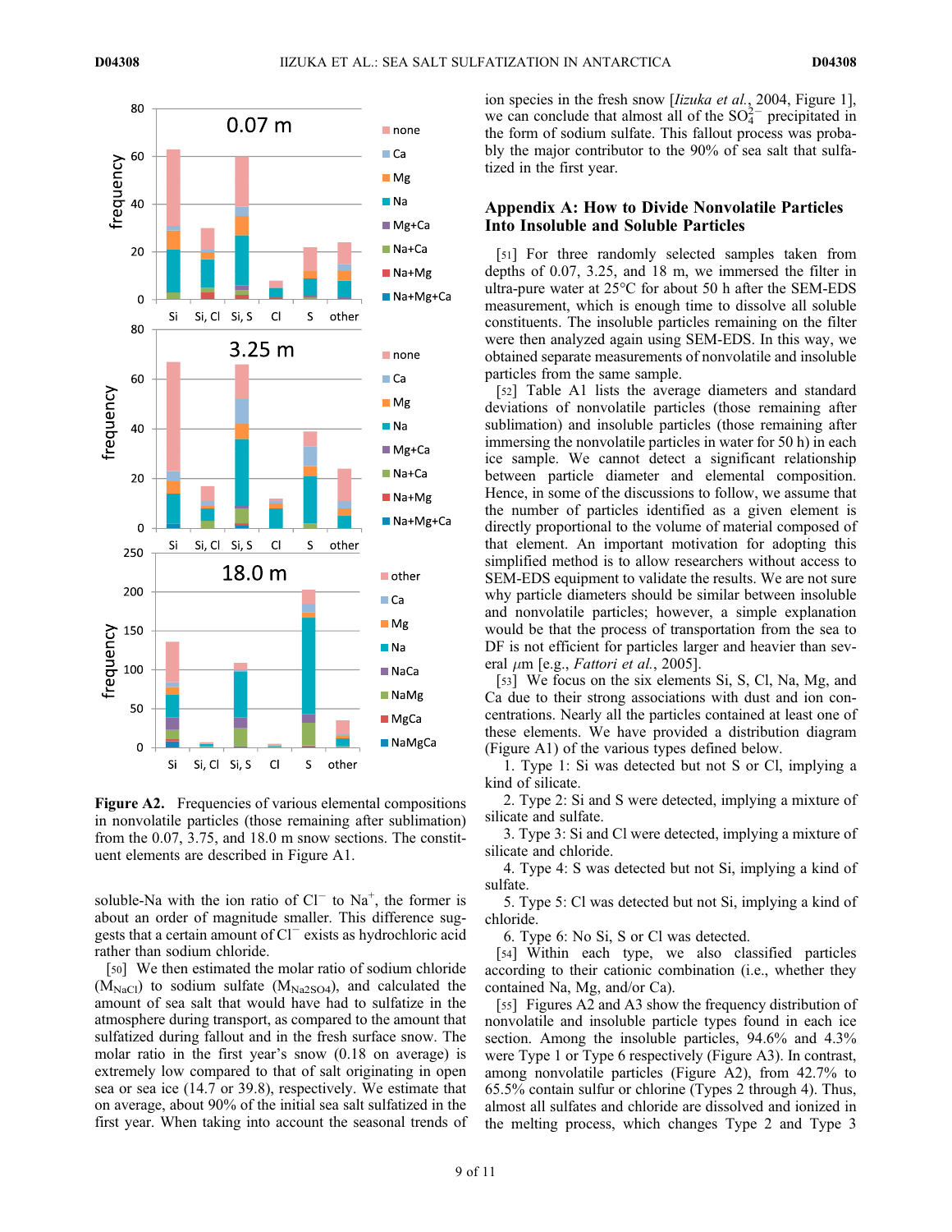Figure A2. Frequencies of various elemental compositions in nonvolatile particles (those remaining after sublimation) from the 0.07, 3.75, and 18.0 m snow sections. The constituent elements are described in Figure A1.

soluble-Na with the ion ratio of $Cl^-$ to $Na^+$, the former is about an order of magnitude smaller. This difference suggests that a certain amount of $Cl^-$ exists as hydrochloric acid rather than sodium chloride.

[50] We then estimated the molar ratio of sodium chloride ($M_{NaCl}$) to sodium sulfate ($M_{Na2SO4}$), and calculated the amount of sea salt that would have had to sulfatize in the atmosphere during transport, as compared to the amount that sulfatized during fallout and in the fresh surface snow. The molar ratio in the first year's snow (0.18 on average) is extremely low compared to that of salt originating in open sea or sea ice (14.7 or 39.8), respectively. We estimate that on average, about 90% of the initial sea salt sulfatized in the first year. When taking into account the seasonal trends of ion species in the fresh snow [*Iizuka et al.*, 2004, Figure 1], we can conclude that almost all of the $SO_4^{2-}$ precipitated in the form of sodium sulfate. This fallout process was probably the major contributor to the 90% of sea salt that sulfatized in the first year.

## Appendix A: How to Divide Nonvolatile Particles Into Insoluble and Soluble Particles

[51] For three randomly selected samples taken from depths of 0.07, 3.25, and 18 m, we immersed the filter in ultra-pure water at 25°C for about 50 h after the SEM-EDS measurement, which is enough time to dissolve all soluble constituents. The insoluble particles remaining on the filter were then analyzed again using SEM-EDS. In this way, we obtained separate measurements of nonvolatile and insoluble particles from the same sample.

[52] Table A1 lists the average diameters and standard deviations of nonvolatile particles (those remaining after sublimation) and insoluble particles (those remaining after immersing the nonvolatile particles in water for 50 h) in each ice sample. We cannot detect a significant relationship between particle diameter and elemental composition. Hence, in some of the discussions to follow, we assume that the number of particles identified as a given element is directly proportional to the volume of material composed of that element. An important motivation for adopting this simplified method is to allow researchers without access to SEM-EDS equipment to validate the results. We are not sure why particle diameters should be similar between insoluble and nonvolatile particles; however, a simple explanation would be that the process of transportation from the sea to DF is not efficient for particles larger and heavier than several $\mu$m [e.g., *Fattori et al.*, 2005].

[53] We focus on the six elements Si, S, Cl, Na, Mg, and Ca due to their strong associations with dust and ion concentrations. Nearly all the particles contained at least one of these elements. We have provided a distribution diagram (Figure A1) of the various types defined below.

1. Type 1: Si was detected but not S or Cl, implying a kind of silicate.
2. Type 2: Si and S were detected, implying a mixture of silicate and sulfate.
3. Type 3: Si and Cl were detected, implying a mixture of silicate and chloride.
4. Type 4: S was detected but not Si, implying a kind of sulfate.
5. Type 5: Cl was detected but not Si, implying a kind of chloride.
6. Type 6: No Si, S or Cl was detected.

[54] Within each type, we also classified particles according to their cationic combination (i.e., whether they contained Na, Mg, and/or Ca).

[55] Figures A2 and A3 show the frequency distribution of nonvolatile and insoluble particle types found in each ice section. Among the insoluble particles, 94.6% and 4.3% were Type 1 or Type 6 respectively (Figure A3). In contrast, among nonvolatile particles (Figure A2), from 42.7% to 65.5% contain sulfur or chlorine (Types 2 through 4). Thus, almost all sulfates and chloride are dissolved and ionized in the melting process, which changes Type 2 and Type 3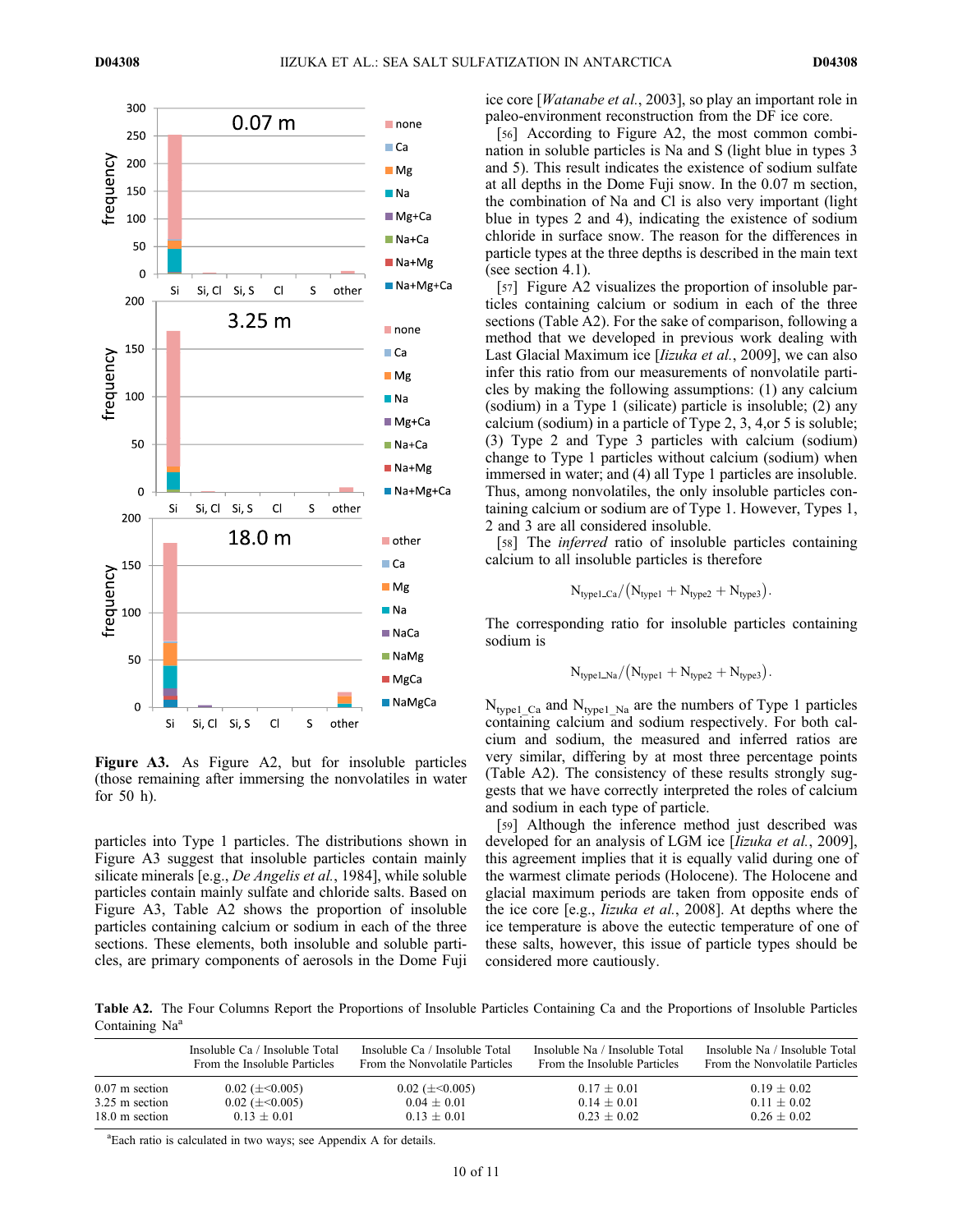**Figure A3.** As Figure A2, but for insoluble particles (those remaining after immersing the nonvolatiles in water for 50 h).

particles into Type 1 particles. The distributions shown in Figure A3 suggest that insoluble particles contain mainly silicate minerals [e.g., *De Angelis et al.*, 1984], while soluble particles contain mainly sulfate and chloride salts. Based on Figure A3, Table A2 shows the proportion of insoluble particles containing calcium or sodium in each of the three sections. These elements, both insoluble and soluble particles, are primary components of aerosols in the Dome Fuji ice core [*Watanabe et al.*, 2003], so play an important role in paleo-environment reconstruction from the DF ice core.

[56] According to Figure A2, the most common combination in soluble particles is Na and S (light blue in types 3 and 5). This result indicates the existence of sodium sulfate at all depths in the Dome Fuji snow. In the 0.07 m section, the combination of Na and Cl is also very important (light blue in types 2 and 4), indicating the existence of sodium chloride in surface snow. The reason for the differences in particle types at the three depths is described in the main text (see section 4.1).

[57] Figure A2 visualizes the proportion of insoluble particles containing calcium or sodium in each of the three sections (Table A2). For the sake of comparison, following a method that we developed in previous work dealing with Last Glacial Maximum ice [*Iizuka et al.*, 2009], we can also infer this ratio from our measurements of nonvolatile particles by making the following assumptions: (1) any calcium (sodium) in a Type 1 (silicate) particle is insoluble; (2) any calcium (sodium) in a particle of Type 2, 3, 4,or 5 is soluble; (3) Type 2 and Type 3 particles with calcium (sodium) change to Type 1 particles without calcium (sodium) when immersed in water; and (4) all Type 1 particles are insoluble. Thus, among nonvolatiles, the only insoluble particles containing calcium or sodium are of Type 1. However, Types 1, 2 and 3 are all considered insoluble.

[58] The *inferred* ratio of insoluble particles containing calcium to all insoluble particles is therefore

$$N_{type1\_Ca}/(N_{type1} + N_{type2} + N_{type3}).$$

The corresponding ratio for insoluble particles containing sodium is

$$N_{type1\_Na}/(N_{type1} + N_{type2} + N_{type3}).$$

$N_{type1\_Ca}$ and $N_{type1\_Na}$ are the numbers of Type 1 particles containing calcium and sodium respectively. For both calcium and sodium, the measured and inferred ratios are very similar, differing by at most three percentage points (Table A2). The consistency of these results strongly suggests that we have correctly interpreted the roles of calcium and sodium in each type of particle.

[59] Although the inference method just described was developed for an analysis of LGM ice [*Iizuka et al.*, 2009], this agreement implies that it is equally valid during one of the warmest climate periods (Holocene). The Holocene and glacial maximum periods are taken from opposite ends of the ice core [e.g., *Iizuka et al.*, 2008]. At depths where the ice temperature is above the eutectic temperature of one of these salts, however, this issue of particle types should be considered more cautiously.

**Table A2.** The Four Columns Report the Proportions of Insoluble Particles Containing Ca and the Proportions of Insoluble Particles Containing Na[a]

| | Insoluble Ca / Insoluble Total From the Insoluble Particles | Insoluble Ca / Insoluble Total From the Nonvolatile Particles | Insoluble Na / Insoluble Total From the Insoluble Particles | Insoluble Na / Insoluble Total From the Nonvolatile Particles |
|---|---|---|---|---|
| 0.07 m section | 0.02 (±<0.005) | 0.02 (±<0.005) | 0.17 ± 0.01 | 0.19 ± 0.02 |
| 3.25 m section | 0.02 (±<0.005) | 0.04 ± 0.01 | 0.14 ± 0.01 | 0.11 ± 0.02 |
| 18.0 m section | 0.13 ± 0.01 | 0.13 ± 0.01 | 0.23 ± 0.02 | 0.26 ± 0.02 |

[a]Each ratio is calculated in two ways; see Appendix A for details.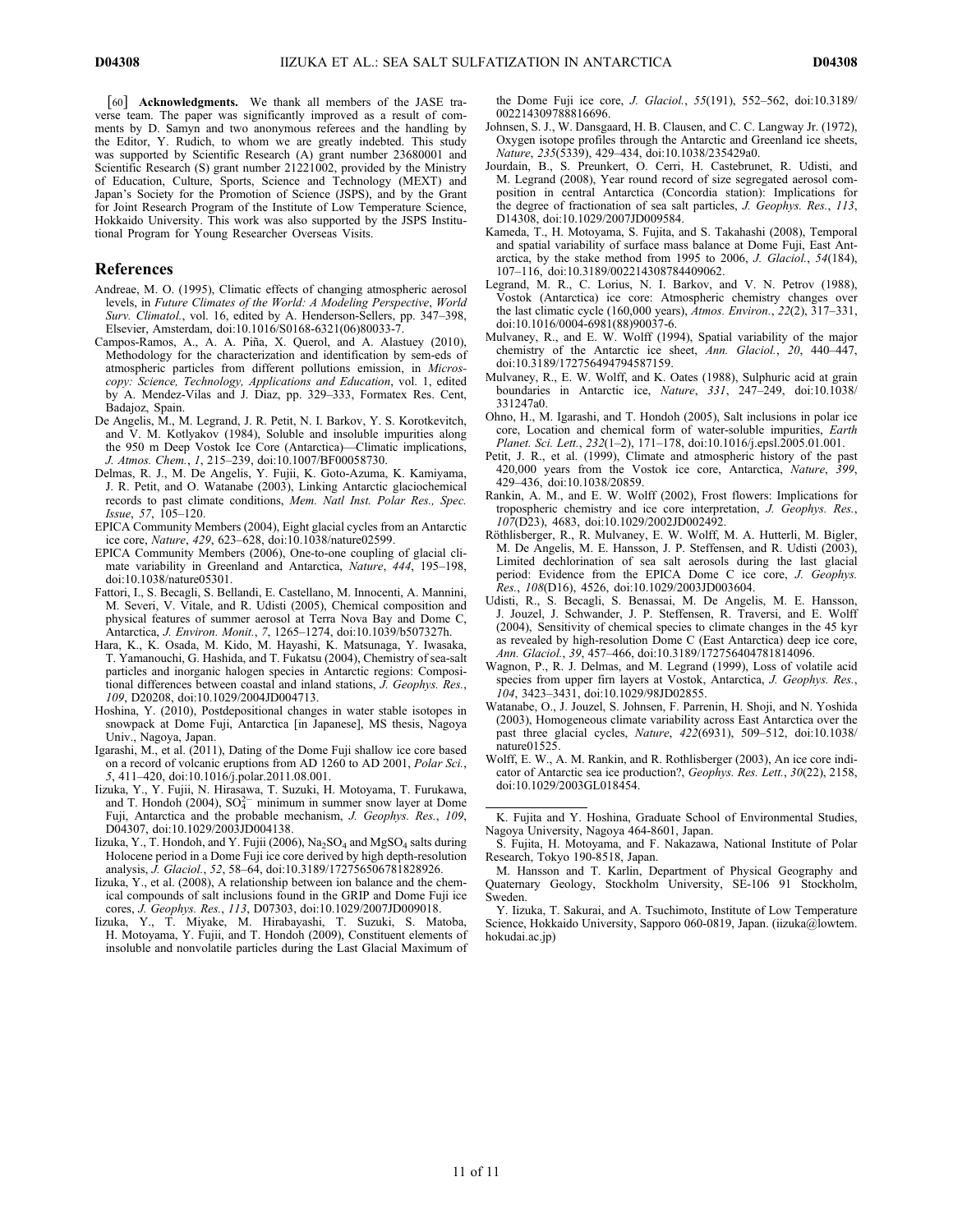[60] **Acknowledgments.** We thank all members of the JASE traverse team. The paper was significantly improved as a result of comments by D. Samyn and two anonymous referees and the handling by the Editor, Y. Rudich, to whom we are greatly indebted. This study was supported by Scientific Research (A) grant number 23680001 and Scientific Research (S) grant number 21221002, provided by the Ministry of Education, Culture, Sports, Science and Technology (MEXT) and Japan's Society for the Promotion of Science (JSPS), and by the Grant for Joint Research Program of the Institute of Low Temperature Science, Hokkaido University. This work was also supported by the JSPS Institutional Program for Young Researcher Overseas Visits.

## References

Andreae, M. O. (1995), Climatic effects of changing atmospheric aerosol levels, in *Future Climates of the World: A Modeling Perspective*, *World Surv. Climatol.*, vol. 16, edited by A. Henderson-Sellers, pp. 347–398, Elsevier, Amsterdam, doi:10.1016/S0168-6321(06)80033-7.

Campos-Ramos, A., A. A. Piña, X. Querol, and A. Alastuey (2010), Methodology for the characterization and identification by sem-eds of atmospheric particles from different pollutions emission, in *Microscopy: Science, Technology, Applications and Education*, vol. 1, edited by A. Mendez-Vilas and J. Diaz, pp. 329–333, Formatex Res. Cent, Badajoz, Spain.

De Angelis, M., M. Legrand, J. R. Petit, N. I. Barkov, Y. S. Korotkevitch, and V. M. Kotlyakov (1984), Soluble and insoluble impurities along the 950 m Deep Vostok Ice Core (Antarctica)—Climatic implications, *J. Atmos. Chem.*, *1*, 215–239, doi:10.1007/BF00058730.

Delmas, R. J., M. De Angelis, Y. Fujii, K. Goto-Azuma, K. Kamiyama, J. R. Petit, and O. Watanabe (2003), Linking Antarctic glaciochemical records to past climate conditions, *Mem. Natl Inst. Polar Res., Spec. Issue*, *57*, 105–120.

EPICA Community Members (2004), Eight glacial cycles from an Antarctic ice core, *Nature*, *429*, 623–628, doi:10.1038/nature02599.

EPICA Community Members (2006), One-to-one coupling of glacial climate variability in Greenland and Antarctica, *Nature*, *444*, 195–198, doi:10.1038/nature05301.

Fattori, I., S. Becagli, S. Bellandi, E. Castellano, M. Innocenti, A. Mannini, M. Severi, V. Vitale, and R. Udisti (2005), Chemical composition and physical features of summer aerosol at Terra Nova Bay and Dome C, Antarctica, *J. Environ. Monit.*, *7*, 1265–1274, doi:10.1039/b507327h.

Hara, K., K. Osada, M. Kido, M. Hayashi, K. Matsunaga, Y. Iwasaka, T. Yamanouchi, G. Hashida, and T. Fukatsu (2004), Chemistry of sea-salt particles and inorganic halogen species in Antarctic regions: Compositional differences between coastal and inland stations, *J. Geophys. Res.*, *109*, D20208, doi:10.1029/2004JD004713.

Hoshina, Y. (2010), Postdepositional changes in water stable isotopes in snowpack at Dome Fuji, Antarctica [in Japanese], MS thesis, Nagoya Univ., Nagoya, Japan.

Igarashi, M., et al. (2011), Dating of the Dome Fuji shallow ice core based on a record of volcanic eruptions from AD 1260 to AD 2001, *Polar Sci.*, *5*, 411–420, doi:10.1016/j.polar.2011.08.001.

Iizuka, Y., Y. Fujii, N. Hirasawa, T. Suzuki, H. Motoyama, T. Furukawa, and T. Hondoh (2004), $SO_4^{2-}$ minimum in summer snow layer at Dome Fuji, Antarctica and the probable mechanism, *J. Geophys. Res.*, *109*, D04307, doi:10.1029/2003JD004138.

Iizuka, Y., T. Hondoh, and Y. Fujii (2006), $Na_2SO_4$ and $MgSO_4$ salts during Holocene period in a Dome Fuji ice core derived by high depth-resolution analysis, *J. Glaciol.*, *52*, 58–64, doi:10.3189/172756506781828926.

Iizuka, Y., et al. (2008), A relationship between ion balance and the chemical compounds of salt inclusions found in the GRIP and Dome Fuji ice cores, *J. Geophys. Res.*, *113*, D07303, doi:10.1029/2007JD009018.

Iizuka, Y., T. Miyake, M. Hirabayashi, T. Suzuki, S. Matoba, H. Motoyama, Y. Fujii, and T. Hondoh (2009), Constituent elements of insoluble and nonvolatile particles during the Last Glacial Maximum of the Dome Fuji ice core, *J. Glaciol.*, *55*(191), 552–562, doi:10.3189/002214309788816696.

Johnsen, S. J., W. Dansgaard, H. B. Clausen, and C. C. Langway Jr. (1972), Oxygen isotope profiles through the Antarctic and Greenland ice sheets, *Nature*, *235*(5339), 429–434, doi:10.1038/235429a0.

Jourdain, B., S. Preunkert, O. Cerri, H. Castebrunet, R. Udisti, and M. Legrand (2008), Year round record of size segregated aerosol composition in central Antarctica (Concordia station): Implications for the degree of fractionation of sea salt particles, *J. Geophys. Res.*, *113*, D14308, doi:10.1029/2007JD009584.

Kameda, T., H. Motoyama, S. Fujita, and S. Takahashi (2008), Temporal and spatial variability of surface mass balance at Dome Fuji, East Antarctica, by the stake method from 1995 to 2006, *J. Glaciol.*, *54*(184), 107–116, doi:10.3189/002214308784409062.

Legrand, M. R., C. Lorius, N. I. Barkov, and V. N. Petrov (1988), Vostok (Antarctica) ice core: Atmospheric chemistry changes over the last climatic cycle (160,000 years), *Atmos. Environ.*, *22*(2), 317–331, doi:10.1016/0004-6981(88)90037-6.

Mulvaney, R., and E. W. Wolff (1994), Spatial variability of the major chemistry of the Antarctic ice sheet, *Ann. Glaciol.*, *20*, 440–447, doi:10.3189/172756494794587159.

Mulvaney, R., E. W. Wolff, and K. Oates (1988), Sulphuric acid at grain boundaries in Antarctic ice, *Nature*, *331*, 247–249, doi:10.1038/331247a0.

Ohno, H., M. Igarashi, and T. Hondoh (2005), Salt inclusions in polar ice core, Location and chemical form of water-soluble impurities, *Earth Planet. Sci. Lett.*, *232*(1–2), 171–178, doi:10.1016/j.epsl.2005.01.001.

Petit, J. R., et al. (1999), Climate and atmospheric history of the past 420,000 years from the Vostok ice core, Antarctica, *Nature*, *399*, 429–436, doi:10.1038/20859.

Rankin, A. M., and E. W. Wolff (2002), Frost flowers: Implications for tropospheric chemistry and ice core interpretation, *J. Geophys. Res.*, *107*(D23), 4683, doi:10.1029/2002JD002492.

Röthlisberger, R., R. Mulvaney, E. W. Wolff, M. A. Hutterli, M. Bigler, M. De Angelis, M. E. Hansson, J. P. Steffensen, and R. Udisti (2003), Limited dechlorination of sea salt aerosols during the last glacial period: Evidence from the EPICA Dome C ice core, *J. Geophys. Res.*, *108*(D16), 4526, doi:10.1029/2003JD003604.

Udisti, R., S. Becagli, S. Benassai, M. De Angelis, M. E. Hansson, J. Jouzel, J. Schwander, J. P. Steffensen, R. Traversi, and E. Wolff (2004), Sensitivity of chemical species to climate changes in the 45 kyr as revealed by high-resolution Dome C (East Antarctica) deep ice core, *Ann. Glaciol.*, *39*, 457–466, doi:10.3189/172756404781814096.

Wagnon, P., R. J. Delmas, and M. Legrand (1999), Loss of volatile acid species from upper firn layers at Vostok, Antarctica, *J. Geophys. Res.*, *104*, 3423–3431, doi:10.1029/98JD02855.

Watanabe, O., J. Jouzel, S. Johnsen, F. Parrenin, H. Shoji, and N. Yoshida (2003), Homogeneous climate variability across East Antarctica over the past three glacial cycles, *Nature*, *422*(6931), 509–512, doi:10.1038/nature01525.

Wolff, E. W., A. M. Rankin, and R. Rothlisberger (2003), An ice core indicator of Antarctic sea ice production?, *Geophys. Res. Lett.*, *30*(22), 2158, doi:10.1029/2003GL018454.

---

K. Fujita and Y. Hoshina, Graduate School of Environmental Studies, Nagoya University, Nagoya 464-8601, Japan.

S. Fujita, H. Motoyama, and F. Nakazawa, National Institute of Polar Research, Tokyo 190-8518, Japan.

M. Hansson and T. Karlin, Department of Physical Geography and Quaternary Geology, Stockholm University, SE-106 91 Stockholm, Sweden.

Y. Iizuka, T. Sakurai, and A. Tsuchimoto, Institute of Low Temperature Science, Hokkaido University, Sapporo 060-0819, Japan. (iizuka@lowtem.hokudai.ac.jp)